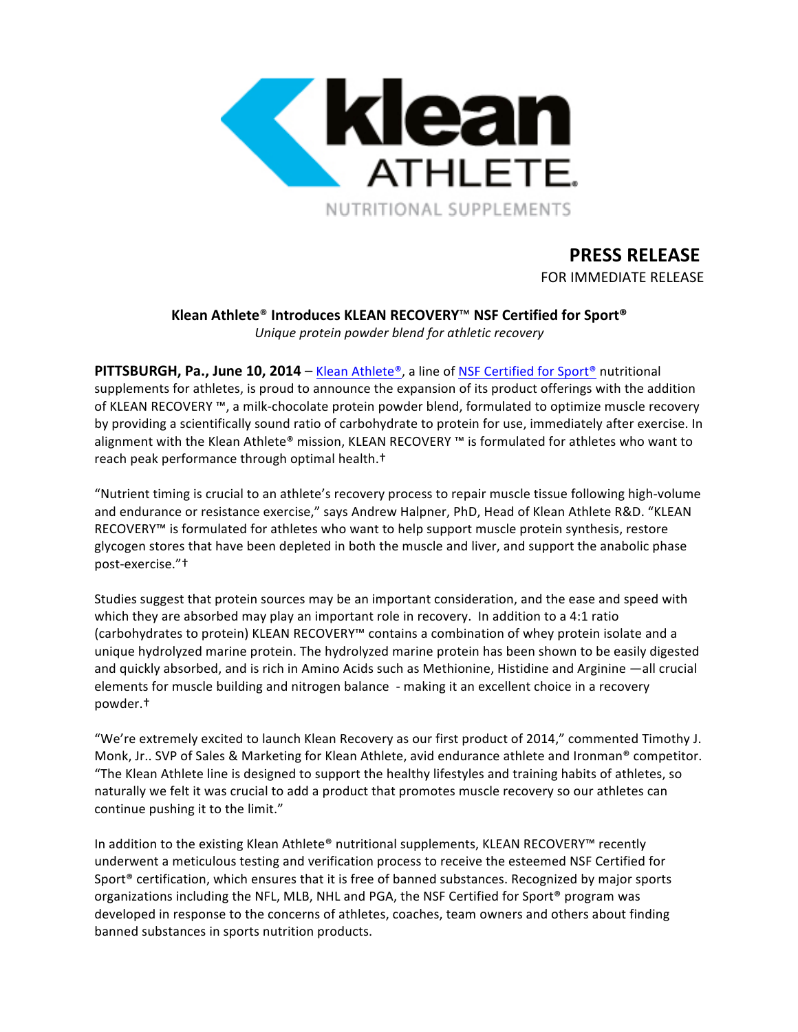klean ATHLETE.

NUTRITIONAL SUPPLEMENTS

**PRESS RELEASE**

FOR IMMEDIATE RELEASE

**Klean Athlete® Introduces KLEAN RECOVERY™ NSF Certified for Sport®**

*Unique protein powder blend for athletic recovery*

**PITTSBURGH, Pa., June 10, 2014** – Klean Athlete®, a line of NSF Certified for Sport® nutritional supplements for athletes, is proud to announce the expansion of its product offerings with the addition of KLEAN RECOVERY ™, a milk-chocolate protein powder blend, formulated to optimize muscle recovery by providing a scientifically sound ratio of carbohydrate to protein for use, immediately after exercise. In alignment with the Klean Athlete® mission, KLEAN RECOVERY ™ is formulated for athletes who want to reach peak performance through optimal health.†

"Nutrient timing is crucial to an athlete's recovery process to repair muscle tissue following high-volume and endurance or resistance exercise," says Andrew Halpner, PhD, Head of Klean Athlete R&D. "KLEAN RECOVERY™ is formulated for athletes who want to help support muscle protein synthesis, restore glycogen stores that have been depleted in both the muscle and liver, and support the anabolic phase post-exercise."†

Studies suggest that protein sources may be an important consideration, and the ease and speed with which they are absorbed may play an important role in recovery. In addition to a 4:1 ratio (carbohydrates to protein) KLEAN RECOVERY™ contains a combination of whey protein isolate and a unique hydrolyzed marine protein. The hydrolyzed marine protein has been shown to be easily digested and quickly absorbed, and is rich in Amino Acids such as Methionine, Histidine and Arginine —all crucial elements for muscle building and nitrogen balance - making it an excellent choice in a recovery powder.†

"We're extremely excited to launch Klean Recovery as our first product of 2014," commented Timothy J. Monk, Jr.. SVP of Sales & Marketing for Klean Athlete, avid endurance athlete and Ironman® competitor. "The Klean Athlete line is designed to support the healthy lifestyles and training habits of athletes, so naturally we felt it was crucial to add a product that promotes muscle recovery so our athletes can continue pushing it to the limit."

In addition to the existing Klean Athlete® nutritional supplements, KLEAN RECOVERY™ recently underwent a meticulous testing and verification process to receive the esteemed NSF Certified for Sport® certification, which ensures that it is free of banned substances. Recognized by major sports organizations including the NFL, MLB, NHL and PGA, the NSF Certified for Sport® program was developed in response to the concerns of athletes, coaches, team owners and others about finding banned substances in sports nutrition products.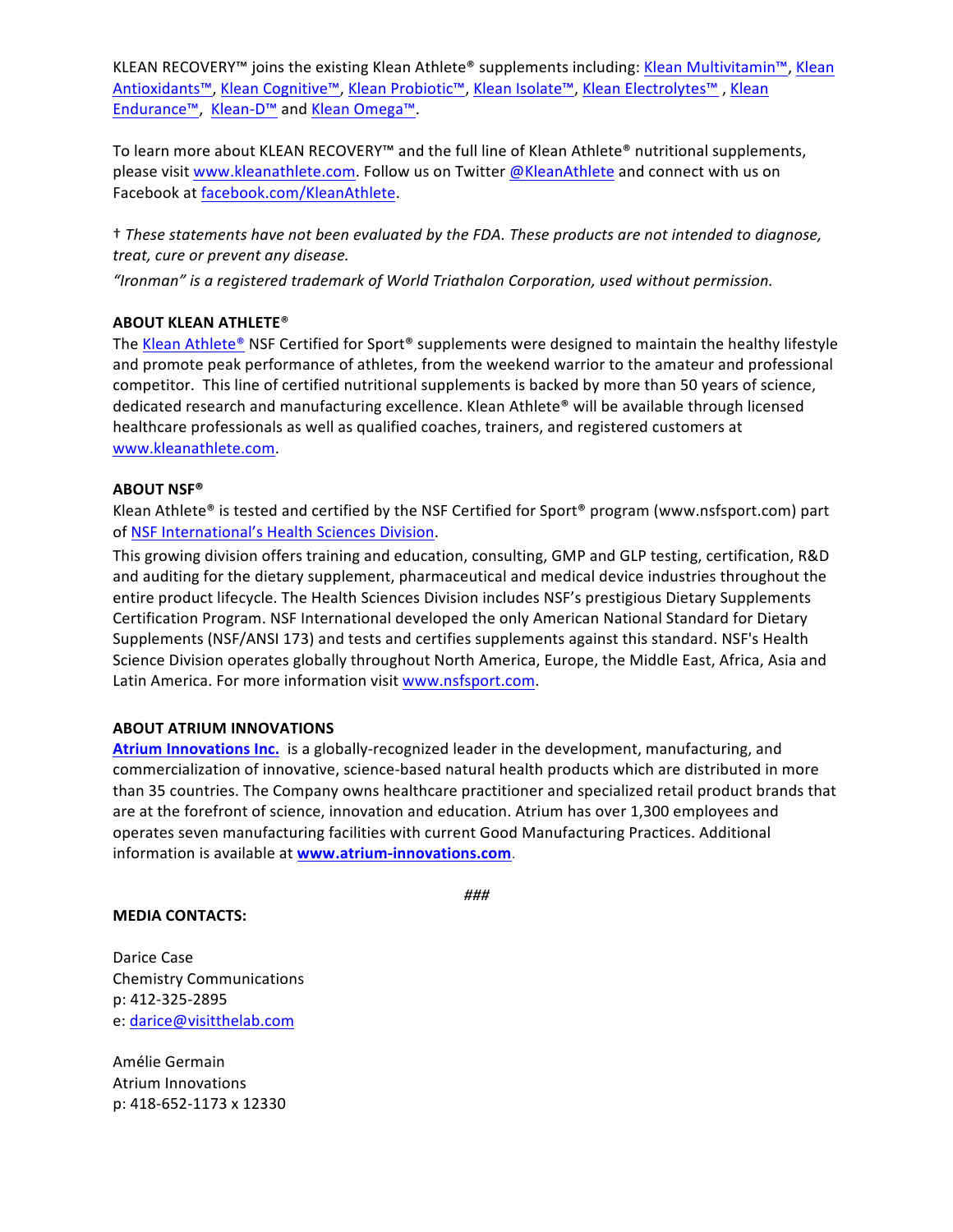KLEAN RECOVERY™ joins the existing Klean Athlete® supplements including: Klean Multivitamin™, Klean Antioxidants™, Klean Cognitive™, Klean Probiotic™, Klean Isolate™, Klean Electrolytes™ , Klean Endurance™, Klean-D™ and Klean Omega™.

To learn more about KLEAN RECOVERY™ and the full line of Klean Athlete® nutritional supplements, please visit www.kleanathlete.com. Follow us on Twitter @KleanAthlete and connect with us on Facebook at facebook.com/KleanAthlete.

† *These statements have not been evaluated by the FDA. These products are not intended to diagnose, treat, cure or prevent any disease.*

*"Ironman" is a registered trademark of World Triathalon Corporation, used without permission.*

**ABOUT KLEAN ATHLETE®**

The Klean Athlete® NSF Certified for Sport® supplements were designed to maintain the healthy lifestyle and promote peak performance of athletes, from the weekend warrior to the amateur and professional competitor. This line of certified nutritional supplements is backed by more than 50 years of science, dedicated research and manufacturing excellence. Klean Athlete® will be available through licensed healthcare professionals as well as qualified coaches, trainers, and registered customers at www.kleanathlete.com.

**ABOUT NSF®**

Klean Athlete® is tested and certified by the NSF Certified for Sport® program (www.nsfsport.com) part of NSF International's Health Sciences Division.

This growing division offers training and education, consulting, GMP and GLP testing, certification, R&D and auditing for the dietary supplement, pharmaceutical and medical device industries throughout the entire product lifecycle. The Health Sciences Division includes NSF's prestigious Dietary Supplements Certification Program. NSF International developed the only American National Standard for Dietary Supplements (NSF/ANSI 173) and tests and certifies supplements against this standard. NSF's Health Science Division operates globally throughout North America, Europe, the Middle East, Africa, Asia and Latin America. For more information visit www.nsfsport.com.

**ABOUT ATRIUM INNOVATIONS**

**Atrium Innovations Inc.** is a globally-recognized leader in the development, manufacturing, and commercialization of innovative, science-based natural health products which are distributed in more than 35 countries. The Company owns healthcare practitioner and specialized retail product brands that are at the forefront of science, innovation and education. Atrium has over 1,300 employees and operates seven manufacturing facilities with current Good Manufacturing Practices. Additional information is available at **www.atrium-innovations.com**.

*###*

**MEDIA CONTACTS:**

Darice Case
Chemistry Communications
p: 412-325-2895
e: darice@visitthelab.com

Amélie Germain
Atrium Innovations
p: 418-652-1173 x 12330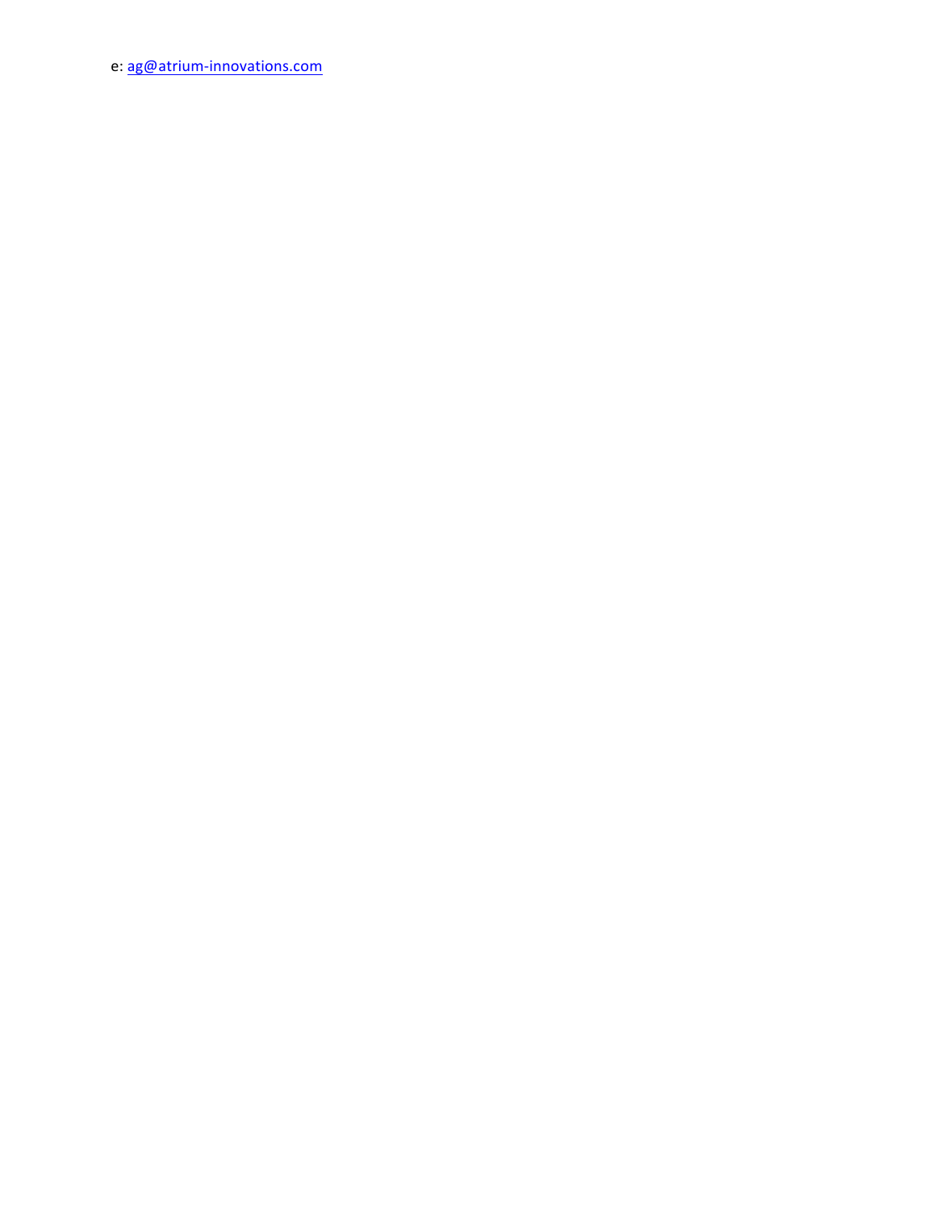e: ag@atrium-innovations.com